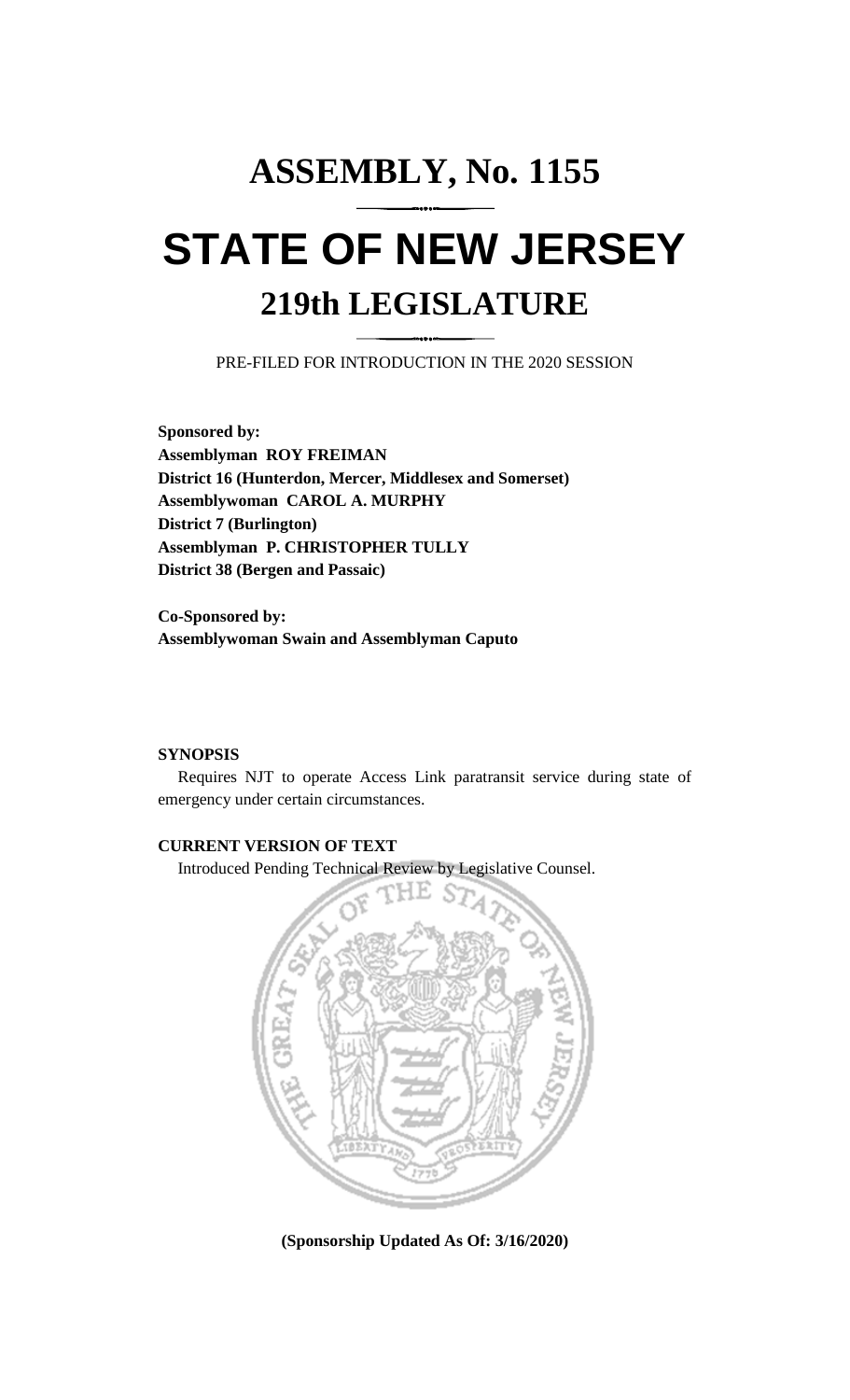# ASSEMBLY, No. 1155

# STATE OF NEW JERSEY

## 219th LEGISLATURE

PRE-FILED FOR INTRODUCTION IN THE 2020 SESSION

**Sponsored by:**
**Assemblyman ROY FREIMAN**
**District 16 (Hunterdon, Mercer, Middlesex and Somerset)**
**Assemblywoman CAROL A. MURPHY**
**District 7 (Burlington)**
**Assemblyman P. CHRISTOPHER TULLY**
**District 38 (Bergen and Passaic)**

**Co-Sponsored by:**
**Assemblywoman Swain and Assemblyman Caputo**

**SYNOPSIS**

Requires NJT to operate Access Link paratransit service during state of emergency under certain circumstances.

**CURRENT VERSION OF TEXT**

Introduced Pending Technical Review by Legislative Counsel.

**(Sponsorship Updated As Of: 3/16/2020)**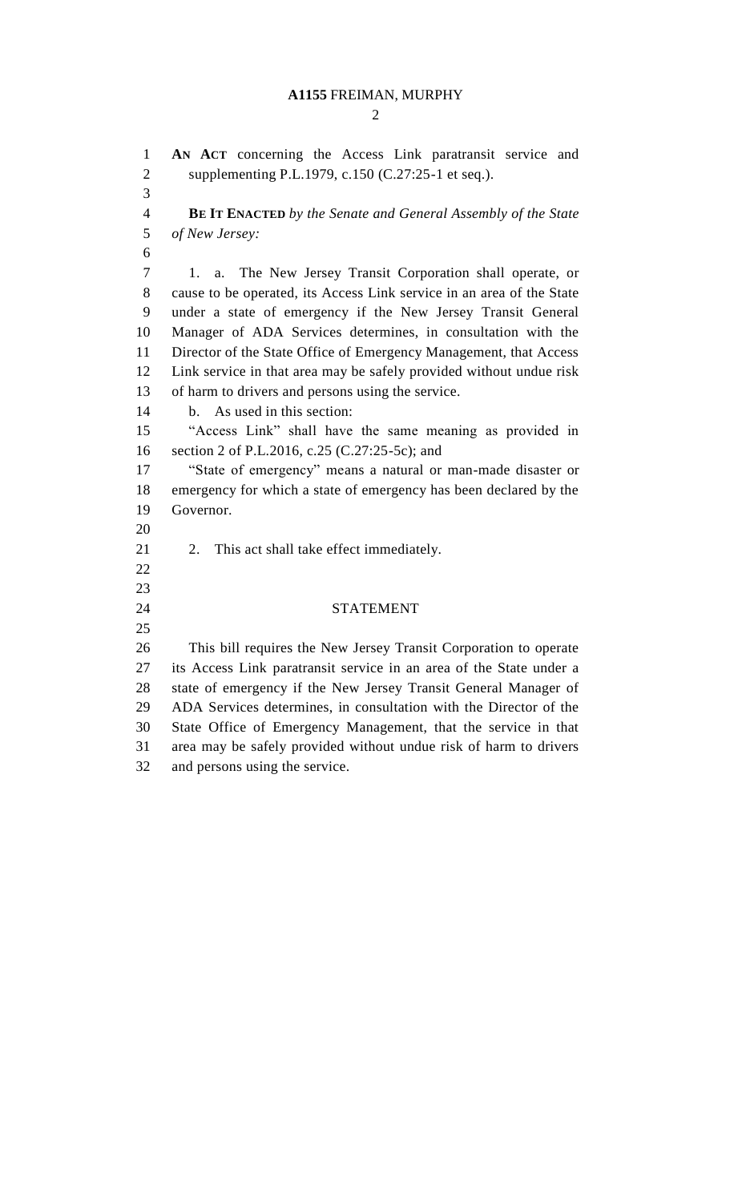**AN ACT** concerning the Access Link paratransit service and supplementing P.L.1979, c.150 (C.27:25-1 et seq.).

**BE IT ENACTED** *by the Senate and General Assembly of the State of New Jersey:*

1. a. The New Jersey Transit Corporation shall operate, or cause to be operated, its Access Link service in an area of the State under a state of emergency if the New Jersey Transit General Manager of ADA Services determines, in consultation with the Director of the State Office of Emergency Management, that Access Link service in that area may be safely provided without undue risk of harm to drivers and persons using the service.

b. As used in this section:

"Access Link" shall have the same meaning as provided in section 2 of P.L.2016, c.25 (C.27:25-5c); and

"State of emergency" means a natural or man-made disaster or emergency for which a state of emergency has been declared by the Governor.

2. This act shall take effect immediately.

## STATEMENT

This bill requires the New Jersey Transit Corporation to operate its Access Link paratransit service in an area of the State under a state of emergency if the New Jersey Transit General Manager of ADA Services determines, in consultation with the Director of the State Office of Emergency Management, that the service in that area may be safely provided without undue risk of harm to drivers and persons using the service.